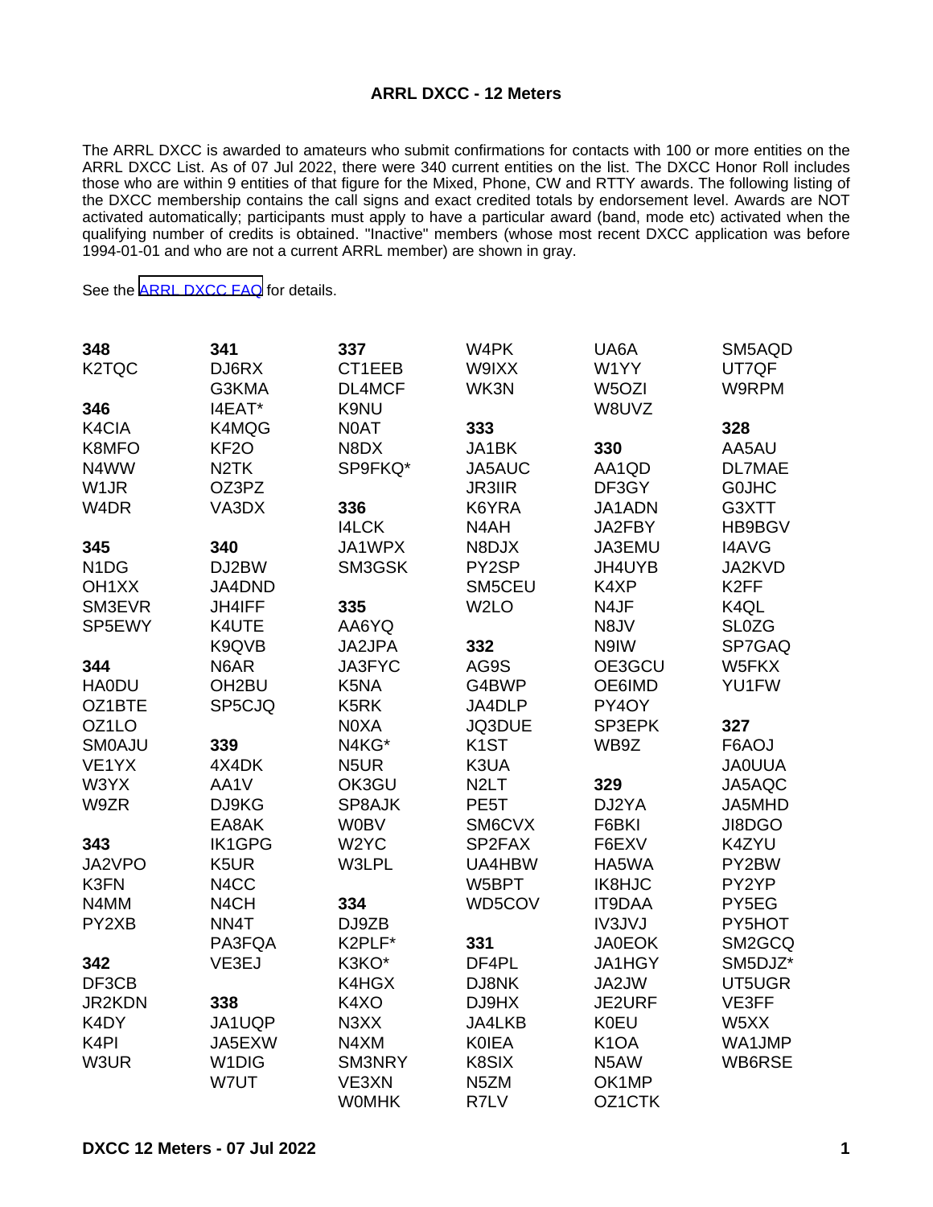# ARRL DXCC - 12 Meters

The ARRL DXCC is awarded to amateurs who submit confirmations for contacts with 100 or more entities on the ARRL DXCC List. As of 07 Jul 2022, there were 340 current entities on the list. The DXCC Honor Roll includes those who are within 9 entities of that figure for the Mixed, Phone, CW and RTTY awards. The following listing of the DXCC membership contains the call signs and exact credited totals by endorsement level. Awards are NOT activated automatically; participants must apply to have a particular award (band, mode etc) activated when the qualifying number of credits is obtained. "Inactive" members (whose most recent DXCC application was before 1994-01-01 and who are not a current ARRL member) are shown in gray.

See the [ARRL DXCC FAQ] for details.

**348**
K2TQC

**346**
K4CIA
K8MFO
N4WW
W1JR
W4DR

**345**
N1DG
OH1XX
SM3EVR
SP5EWY

**344**
HA0DU
OZ1BTE
OZ1LO
SM0AJU
VE1YX
W3YX
W9ZR

**343**
JA2VPO
K3FN
N4MM
PY2XB

**342**
DF3CB
JR2KDN
K4DY
K4PI
W3UR

**341**
DJ6RX
G3KMA
I4EAT*
K4MQG
KF2O
N2TK
OZ3PZ
VA3DX

**340**
DJ2BW
JA4DND
JH4IFF
K4UTE
K9QVB
N6AR
OH2BU
SP5CJQ

**339**
4X4DK
AA1V
DJ9KG
EA8AK
IK1GPG
K5UR
N4CC
N4CH
NN4T
PA3FQA
VE3EJ

**338**
JA1UQP
JA5EXW
W1DIG
W7UT

**337**
CT1EEB
DL4MCF
K9NU
N0AT
N8DX
SP9FKQ*

**336**
I4LCK
JA1WPX
SM3GSK

**335**
AA6YQ
JA2JPA
JA3FYC
K5NA
K5RK
N0XA
N4KG*
N5UR
OK3GU
SP8AJK
W0BV
W2YC
W3LPL

**334**
DJ9ZB
K2PLF*
K3KO*
K4HGX
K4XO
N3XX
N4XM
SM3NRY
VE3XN
W0MHK

W4PK
W9IXX
WK3N

**333**
JA1BK
JA5AUC
JR3IIR
K6YRA
N4AH
N8DJX
PY2SP
SM5CEU
W2LO

**332**
AG9S
G4BWP
JA4DLP
JQ3DUE
K1ST
K3UA
N2LT
PE5T
SM6CVX
SP2FAX
UA4HBW
W5BPT
WD5COV

**331**
DF4PL
DJ8NK
DJ9HX
JA4LKB
K0IEA
K8SIX
N5ZM
R7LV

UA6A
W1YY
W5OZI
W8UVZ

**330**
AA1QD
DF3GY
JA1ADN
JA2FBY
JA3EMU
JH4UYB
K4XP
N4JF
N8JV
N9IW
OE3GCU
OE6IMD
PY4OY
SP3EPK
WB9Z

**329**
DJ2YA
F6BKI
F6EXV
HA5WA
IK8HJC
IT9DAA
IV3JVJ
JA0EOK
JA1HGY
JA2JW
JE2URF
K0EU
K1OA
N5AW
OK1MP
OZ1CTK

SM5AQD
UT7QF
W9RPM

**328**
AA5AU
DL7MAE
G0JHC
G3XTT
HB9BGV
I4AVG
JA2KVD
K2FF
K4QL
SL0ZG
SP7GAQ
W5FKX
YU1FW

**327**
F6AOJ
JA0UUA
JA5AQC
JA5MHD
JI8DGO
K4ZYU
PY2BW
PY2YP
PY5EG
PY5HOT
SM2GCQ
SM5DJZ*
UT5UGR
VE3FF
W5XX
WA1JMP
WB6RSE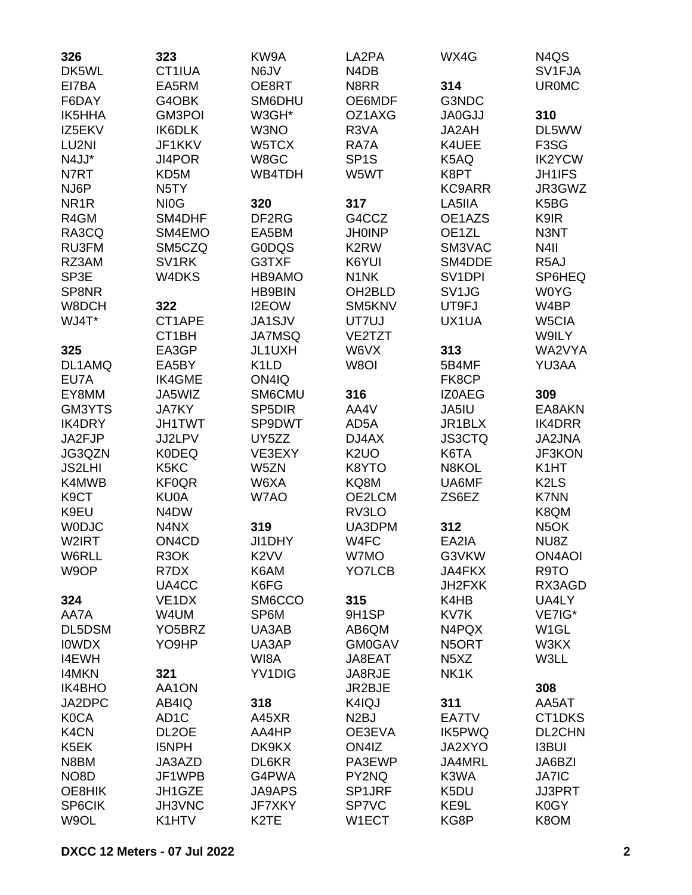**326**
DK5WL
EI7BA
F6DAY
IK5HHA
IZ5EKV
LU2NI
N4JJ*
N7RT
NJ6P
NR1R
R4GM
RA3CQ
RU3FM
RZ3AM
SP3E
SP8NR
W8DCH
WJ4T*

**325**
DL1AMQ
EU7A
EY8MM
GM3YTS
IK4DRY
JA2FJP
JG3QZN
JS2LHI
K4MWB
K9CT
K9EU
W0DJC
W2IRT
W6RLL
W9OP

**324**
AA7A
DL5DSM
I0WDX
I4EWH
I4MKN
IK4BHO
JA2DPC
K0CA
K4CN
K5EK
N8BM
NO8D
OE8HIK
SP6CIK
W9OL

**323**
CT1IUA
EA5RM
G4OBK
GM3POI
IK6DLK
JF1KKV
JI4POR
KD5M
N5TY
NI0G
SM4DHF
SM4EMO
SM5CZQ
SV1RK
W4DKS

**322**
CT1APE
CT1BH
EA3GP
EA5BY
IK4GME
JA5WIZ
JA7KY
JH1TWT
JJ2LPV
K0DEQ
K5KC
KF0QR
KU0A
N4DW
N4NX
ON4CD
R3OK
R7DX
UA4CC
VE1DX
W4UM
YO5BRZ
YO9HP

**321**
AA1ON
AB4IQ
AD1C
DL2OE
I5NPH
JA3AZD
JF1WPB
JH1GZE
JH3VNC
K1HTV
KW9A
N6JV
OE8RT
SM6DHU
W3GH*
W3NO
W5TCX
W8GC
WB4TDH

**320**
DF2RG
EA5BM
G0DQS
G3TXF
HB9AMO
HB9BIN
I2EOW
JA1SJV
JA7MSQ
JL1UXH
K1LD
ON4IQ
SM6CMU
SP5DIR
SP9DWT
UY5ZZ
VE3EXY
W5ZN
W6XA
W7AO

**319**
JI1DHY
K2VV
K6AM
K6FG
SM6CCO
SP6M
UA3AB
UA3AP
WI8A
YV1DIG

**318**
A45XR
AA4HP
DK9KX
DL6KR
G4PWA
JA9APS
JF7XKY
K2TE

LA2PA
N4DB
N8RR
OE6MDF
OZ1AXG
R3VA
RA7A
SP1S
W5WT

**317**
G4CCZ
JH0INP
K2RW
K6YUI
N1NK
OH2BLD
SM5KNV
UT7UJ
VE2TZT
W6VX
W8OI

**316**
AA4V
AD5A
DJ4AX
K2UO
K8YTO
KQ8M
OE2LCM
RV3LO
UA3DPM
W4FC
W7MO
YO7LCB

**315**
9H1SP
AB6QM
GM0GAV
JA8EAT
JA8RJE
JR2BJE
K4IQJ
N2BJ
OE3EVA
ON4IZ
PA3EWP
PY2NQ
SP1JRF
SP7VC
W1ECT

WX4G

**314**
G3NDC
JA0GJJ
JA2AH
K4UEE
K5AQ
K8PT
KC9ARR
LA5IIA
OE1AZS
OE1ZL
SM3VAC
SM4DDE
SV1DPI
SV1JG
UT9FJ
UX1UA

**313**
5B4MF
FK8CP
IZ0AEG
JA5IU
JR1BLX
JS3CTQ
K6TA
N8KOL
UA6MF
ZS6EZ

**312**
EA2IA
G3VKW
JA4FKX
JH2FXK
K4HB
KV7K
N4PQX
N5ORT
N5XZ
NK1K

**311**
EA7TV
IK5PWQ
JA2XYO
JA4MRL
K3WA
K5DU
KE9L
KG8P

N4QS
SV1FJA
UR0MC

**310**
DL5WW
F3SG
IK2YCW
JH1IFS
JR3GWZ
K5BG
K9IR
N3NT
N4II
R5AJ
SP6HEQ
W0YG
W4BP
W5CIA
W9ILY
WA2VYA
YU3AA

**309**
EA8AKN
IK4DRR
JA2JNA
JF3KON
K1HT
K2LS
K7NN
K8QM
N5OK
NU8Z
ON4AOI
R9TO
RX3AGD
UA4LY
VE7IG*
W1GL
W3KX
W3LL

**308**
AA5AT
CT1DKS
DL2CHN
I3BUI
JA6BZI
JA7IC
JJ3PRT
K0GY
K8OM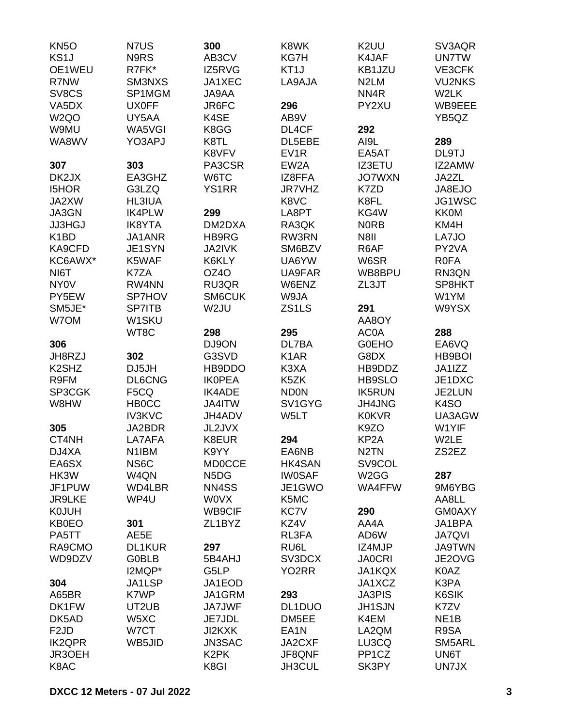KN5O
KS1J
OE1WEU
R7NW
SV8CS
VA5DX
W2QO
W9MU
WA8WV

**307**
DK2JX
I5HOR
JA2XW
JA3GN
JJ3HGJ
K1BD
KA9CFD
KC6AWX*
NI6T
NY0V
PY5EW
SM5JE*
W7OM

**306**
JH8RZJ
K2SHZ
R9FM
SP3CGK
W8HW

**305**
CT4NH
DJ4XA
EA6SX
HK3W
JF1PUW
JR9LKE
K0JUH
KB0EO
PA5TT
RA9CMO
WD9DZV

**304**
A65BR
DK1FW
DK5AD
F2JD
IK2QPR
JR3OEH
K8AC

N7US
N9RS
R7FK*
SM3NXS
SP1MGM
UX0FF
UY5AA
WA5VGI
YO3APJ

**303**
EA3GHZ
G3LZQ
HL3IUA
IK4PLW
IK8YTA
JA1ANR
JE1SYN
K5WAF
K7ZA
RW4NN
SP7HOV
SP7ITB
W1SKU
WT8C

**302**
DJ5JH
DL6CNG
F5CQ
HB0CC
IV3KVC
JA2BDR
LA7AFA
N1IBM
NS6C
W4QN
WD4LBR
WP4U

**301**
AE5E
DL1KUR
G0BLB
I2MQP*
JA1LSP
K7WP
UT2UB
W5XC
W7CT
WB5JID

**300**
AB3CV
IZ5RVG
JA1XEC
JA9AA
JR6FC
K4SE
K8GG
K8TL
K8VFV
PA3CSR
W6TC
YS1RR

**299**
DM2DXA
HB9RG
JA2IVK
K6KLY
OZ4O
RU3QR
SM6CUK
W2JU

**298**
DJ9ON
G3SVD
HB9DDO
IK0PEA
IK4ADE
JA4ITW
JH4ADV
JL2JVX
K8EUR
K9YY
MD0CCE
N5DG
NN4SS
W0VX
WB9CIF
ZL1BYZ

**297**
5B4AHJ
G5LP
JA1EOD
JA1GRM
JA7JWF
JE7JDL
JI2KXK
JN3SAC
K2PK
K8GI

K8WK
KG7H
KT1J
LA9AJA

**296**
AB9V
DL4CF
DL5EBE
EV1R
EW2A
IZ8FFA
JR7VHZ
K8VC
LA8PT
RA3QK
RW3RN
SM6BZV
UA6YW
UA9FAR
W6ENZ
W9JA
ZS1LS

**295**
DL7BA
K1AR
K3XA
K5ZK
ND0N
SV1GYG
W5LT

**294**
EA6NB
HK4SAN
IW0SAF
JE1GWO
K5MC
KC7V
KZ4V
RL3FA
RU6L
SV3DCX
YO2RR

**293**
DL1DUO
DM5EE
EA1N
JA2CXF
JF8QNF
JH3CUL

K2UU
K4JAF
KB1JZU
N2LM
NN4R
PY2XU

**292**
AI9L
EA5AT
IZ3ETU
JO7WXN
K7ZD
K8FL
KG4W
N0RB
N8II
R6AF
W6SR
WB8BPU
ZL3JT

**291**
AA8OY
AC0A
G0EHO
G8DX
HB9DDZ
HB9SLO
IK5RUN
JH4JNG
K0KVR
K9ZO
KP2A
N2TN
SV9COL
W2GG
WA4FFW

**290**
AA4A
AD6W
IZ4MJP
JA0CRI
JA1KQX
JA1XCZ
JA3PIS
JH1SJN
K4EM
LA2QM
LU3CQ
PP1CZ
SK3PY

SV3AQR
UN7TW
VE3CFK
VU2NKS
W2LK
WB9EEE
YB5QZ

**289**
DL9TJ
IZ2AMW
JA2ZL
JA8EJO
JG1WSC
KK0M
KM4H
LA7JO
PY2VA
R0FA
RN3QN
SP8HKT
W1YM
W9YSX

**288**
EA6VQ
HB9BOI
JA1IZZ
JE1DXC
JE2LUN
K4SO
UA3AGW
W1YIF
W2LE
ZS2EZ

**287**
9M6YBG
AA8LL
GM0AXY
JA1BPA
JA7QVI
JA9TWN
JE2OVG
K0AZ
K3PA
K6SIK
K7ZV
NE1B
R9SA
SM5ARL
UN6T
UN7JX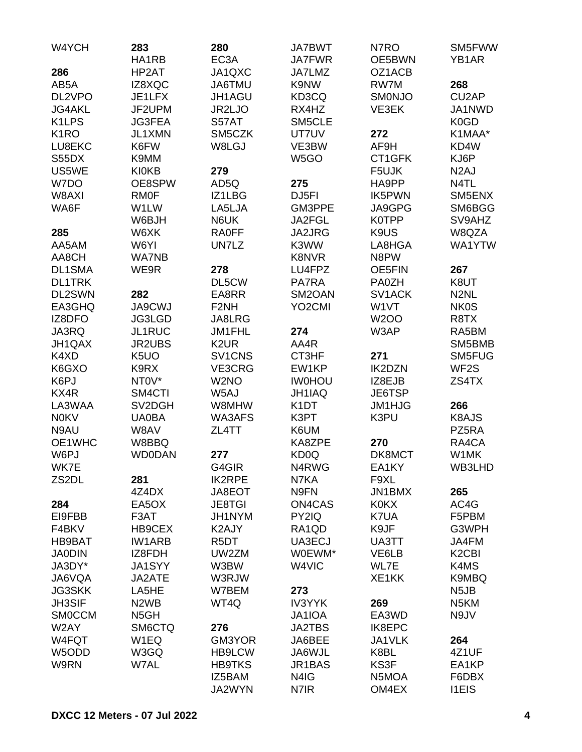W4YCH

**286**
AB5A
DL2VPO
JG4AKL
K1LPS
K1RO
LU8EKC
S55DX
US5WE
W7DO
W8AXI
WA6F

**285**
AA5AM
AA8CH
DL1SMA
DL1TRK
DL2SWN
EA3GHQ
IZ8DFO
JA3RQ
JH1QAX
K4XD
K6GXO
K6PJ
KX4R
LA3WAA
N0KV
N9AU
OE1WHC
W6PJ
WK7E
ZS2DL

**284**
EI9FBB
F4BKV
HB9BAT
JA0DIN
JA3DY*
JA6VQA
JG3SKK
JH3SIF
SM0CCM
W2AY
W4FQT
W5ODD
W9RN

**283**
HA1RB
HP2AT
IZ8XQC
JE1LFX
JF2UPM
JG3FEA
JL1XMN
K6FW
K9MM
KI0KB
OE8SPW
RM0F
W1LW
W6BJH
W6XK
W6YI
WA7NB
WE9R

**282**
JA9CWJ
JG3LGD
JL1RUC
JR2UBS
K5UO
K9RX
NT0V*
SM4CTI
SV2DGH
UA0BA
W8AV
W8BBQ
WD0DAN

**281**
4Z4DX
EA5OX
F3AT
HB9CEX
IW1ARB
IZ8FDH
JA1SYY
JA2ATE
LA5HE
N2WB
N5GH
SM6CTQ
W1EQ
W3GQ
W7AL

**280**
EC3A
JA1QXC
JA6TMU
JH1AGU
JR2LJO
S57AT
SM5CZK
W8LGJ

**279**
AD5Q
IZ1LBG
LA5LJA
N6UK
RA0FF
UN7LZ

**278**
DL5CW
EA8RR
F2NH
JA8LRG
JM1FHL
K2UR
SV1CNS
VE3CRG
W2NO
W5AJ
W8MHW
WA3AFS
ZL4TT

**277**
G4GIR
IK2RPE
JA8EOT
JE8TGI
JH1NYM
K2AJY
R5DT
UW2ZM
W3BW
W3RJW
W7BEM
WT4Q

**276**
GM3YOR
HB9LCW
HB9TKS
IZ5BAM
JA2WYN

JA7BWT
JA7FWR
JA7LMZ
K9NW
KD3CQ
RX4HZ
SM5CLE
UT7UV
VE3BW
W5GO

**275**
DJ5FI
GM3PPE
JA2FGL
JA2JRG
K3WW
K8NVR
LU4FPZ
PA7RA
SM2OAN
YO2CMI

**274**
AA4R
CT3HF
EW1KP
IW0HOU
JH1IAQ
K1DT
K3PT
K6UM
KA8ZPE
KD0Q
N4RWG
N7KA
N9FN
ON4CAS
PY2IQ
RA1QD
UA3ECJ
W0EWM*
W4VIC

**273**
IV3YYK
JA1IOA
JA2TBS
JA6BEE
JA6WJL
JR1BAS
N4IG
N7IR

N7RO
OE5BWN
OZ1ACB
RW7M
SM0NJO
VE3EK

**272**
AF9H
CT1GFK
F5UJK
HA9PP
IK5PWN
JA9GPG
K0TPP
K9US
LA8HGA
N8PW
OE5FIN
PA0ZH
SV1ACK
W1VT
W2OO
W3AP

**271**
IK2DZN
IZ8EJB
JE6TSP
JM1HJG
K3PU

**270**
DK8MCT
EA1KY
F9XL
JN1BMX
K0KX
K7UA
K9JF
UA3TT
VE6LB
WL7E
XE1KK

**269**
EA3WD
IK8EPC
JA1VLK
K8BL
KS3F
N5MOA
OM4EX

SM5FWW
YB1AR

**268**
CU2AP
JA1NWD
K0GD
K1MAA*
KD4W
KJ6P
N2AJ
N4TL
SM5ENX
SM6BGG
SV9AHZ
W8QZA
WA1YTW

**267**
K8UT
N2NL
NK0S
R8TX
RA5BM
SM5BMB
SM5FUG
WF2S
ZS4TX

**266**
K8AJS
PZ5RA
RA4CA
W1MK
WB3LHD

**265**
AC4G
F5PBM
G3WPH
JA4FM
K2CBI
K4MS
K9MBQ
N5JB
N5KM
N9JV

**264**
4Z1UF
EA1KP
F6DBX
I1EIS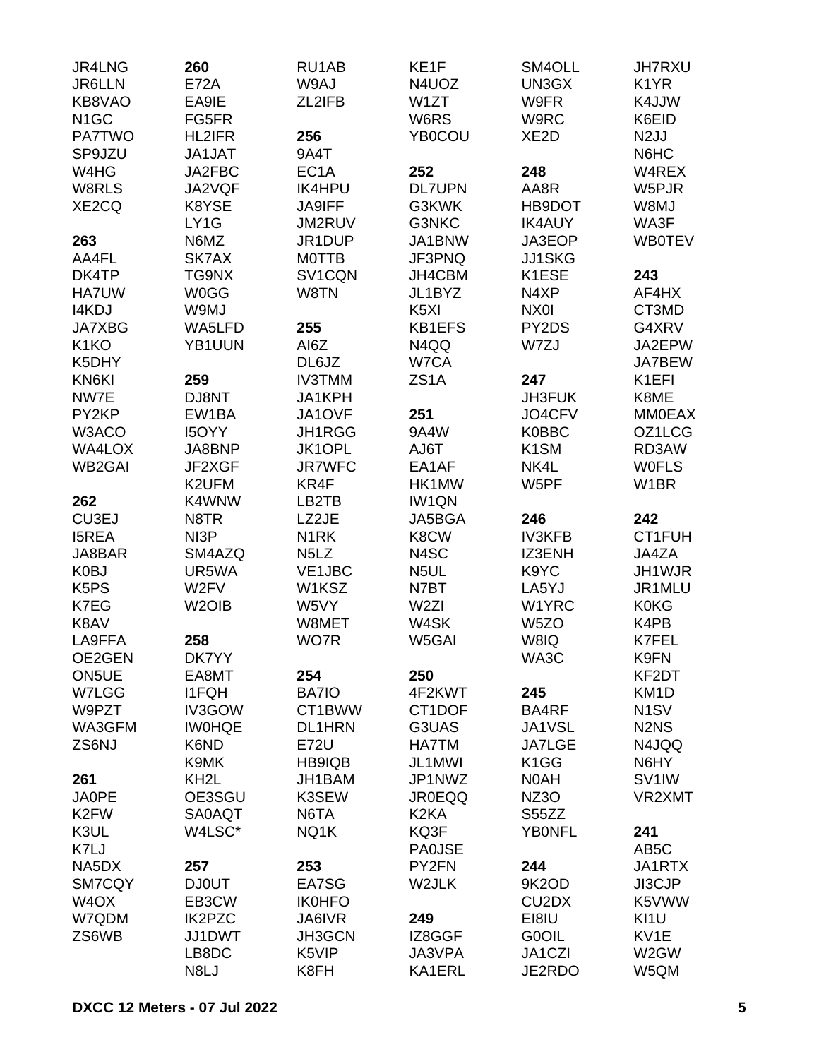JR4LNG
JR6LLN
KB8VAO
N1GC
PA7TWO
SP9JZU
W4HG
W8RLS
XE2CQ

**263**
AA4FL
DK4TP
HA7UW
I4KDJ
JA7XBG
K1KO
K5DHY
KN6KI
NW7E
PY2KP
W3ACO
WA4LOX
WB2GAI

**262**
CU3EJ
I5REA
JA8BAR
K0BJ
K5PS
K7EG
K8AV
LA9FFA
OE2GEN
ON5UE
W7LGG
W9PZT
WA3GFM
ZS6NJ

**261**
JA0PE
K2FW
K3UL
K7LJ
NA5DX
SM7CQY
W4OX
W7QDM
ZS6WB

**260**
E72A
EA9IE
FG5FR
HL2IFR
JA1JAT
JA2FBC
JA2VQF
K8YSE
LY1G
N6MZ
SK7AX
TG9NX
W0GG
W9MJ
WA5LFD
YB1UUN

**259**
DJ8NT
EW1BA
I5OYY
JA8BNP
JF2XGF
K2UFM
K4WNW
N8TR
NI3P
SM4AZQ
UR5WA
W2FV
W2OIB

**258**
DK7YY
EA8MT
I1FQH
IV3GOW
IW0HQE
K6ND
K9MK
KH2L
OE3SGU
SA0AQT
W4LSC*

**257**
DJ0UT
EB3CW
IK2PZC
JJ1DWT
LB8DC
N8LJ

RU1AB
W9AJ
ZL2IFB

**256**
9A4T
EC1A
IK4HPU
JA9IFF
JM2RUV
JR1DUP
M0TTB
SV1CQN
W8TN

**255**
AI6Z
DL6JZ
IV3TMM
JA1KPH
JA1OVF
JH1RGG
JK1OPL
JR7WFC
KR4F
LB2TB
LZ2JE
N1RK
N5LZ
VE1JBC
W1KSZ
W5VY
W8MET
WO7R

**254**
BA7IO
CT1BWW
DL1HRN
E72U
HB9IQB
JH1BAM
K3SEW
N6TA
NQ1K

**253**
EA7SG
IK0HFO
JA6IVR
JH3GCN
K5VIP
K8FH

KE1F
N4UOZ
W1ZT
W6RS
YB0COU

**252**
DL7UPN
G3KWK
G3NKC
JA1BNW
JF3PNQ
JH4CBM
JL1BYZ
K5XI
KB1EFS
N4QQ
W7CA
ZS1A

**251**
9A4W
AJ6T
EA1AF
HK1MW
IW1QN
JA5BGA
K8CW
N4SC
N5UL
N7BT
W2ZI
W4SK
W5GAI

**250**
4F2KWT
CT1DOF
G3UAS
HA7TM
JL1MWI
JP1NWZ
JR0EQQ
K2KA
KQ3F
PA0JSE
PY2FN
W2JLK

**249**
IZ8GGF
JA3VPA
KA1ERL

SM4OLL
UN3GX
W9FR
W9RC
XE2D

**248**
AA8R
HB9DOT
IK4AUY
JA3EOP
JJ1SKG
K1ESE
N4XP
NX0I
PY2DS
W7ZJ

**247**
JH3FUK
JO4CFV
K0BBC
K1SM
NK4L
W5PF

**246**
IV3KFB
IZ3ENH
K9YC
LA5YJ
W1YRC
W5ZO
W8IQ
WA3C

**245**
BA4RF
JA1VSL
JA7LGE
K1GG
N0AH
NZ3O
S55ZZ
YB0NFL

**244**
9K2OD
CU2DX
EI8IU
G0OIL
JA1CZI
JE2RDO

JH7RXU
K1YR
K4JJW
K6EID
N2JJ
N6HC
W4REX
W5PJR
W8MJ
WA3F
WB0TEV

**243**
AF4HX
CT3MD
G4XRV
JA2EPW
JA7BEW
K1EFI
K8ME
MM0EAX
OZ1LCG
RD3AW
W0FLS
W1BR

**242**
CT1FUH
JA4ZA
JH1WJR
JR1MLU
K0KG
K4PB
K7FEL
K9FN
KF2DT
KM1D
N1SV
N2NS
N4JQQ
N6HY
SV1IW
VR2XMT

**241**
AB5C
JA1RTX
JI3CJP
K5VWW
KI1U
KV1E
W2GW
W5QM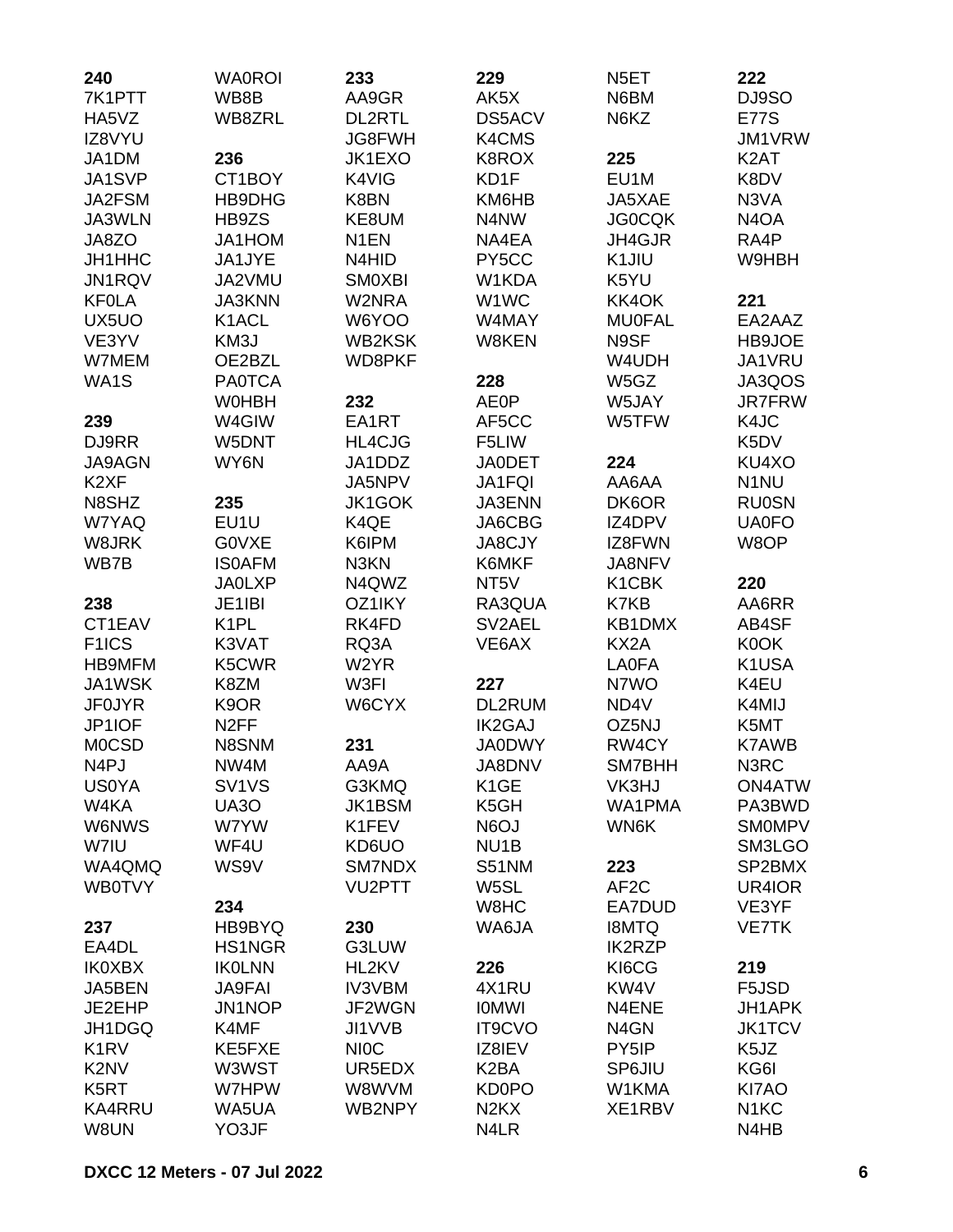**240**
7K1PTT
HA5VZ
IZ8VYU
JA1DM
JA1SVP
JA2FSM
JA3WLN
JA8ZO
JH1HHC
JN1RQV
KF0LA
UX5UO
VE3YV
W7MEM
WA1S

**239**
DJ9RR
JA9AGN
K2XF
N8SHZ
W7YAQ
W8JRK
WB7B

**238**
CT1EAV
F1ICS
HB9MFM
JA1WSK
JF0JYR
JP1IOF
M0CSD
N4PJ
US0YA
W4KA
W6NWS
W7IU
WA4QMQ
WB0TVY

**237**
EA4DL
IK0XBX
JA5BEN
JE2EHP
JH1DGQ
K1RV
K2NV
K5RT
KA4RRU
W8UN

WA0ROI
WB8B
WB8ZRL

**236**
CT1BOY
HB9DHG
HB9ZS
JA1HOM
JA1JYE
JA2VMU
JA3KNN
K1ACL
KM3J
OE2BZL
PA0TCA
W0HBH
W4GIW
W5DNT
WY6N

**235**
EU1U
G0VXE
IS0AFM
JA0LXP
JE1IBI
K1PL
K3VAT
K5CWR
K8ZM
K9OR
N2FF
N8SNM
NW4M
SV1VS
UA3O
W7YW
WF4U
WS9V

**234**
HB9BYQ
HS1NGR
IK0LNN
JA9FAI
JN1NOP
K4MF
KE5FXE
W3WST
W7HPW
WA5UA
YO3JF

**233**
AA9GR
DL2RTL
JG8FWH
JK1EXO
K4VIG
K8BN
KE8UM
N1EN
N4HID
SM0XBI
W2NRA
W6YOO
WB2KSK
WD8PKF

**232**
EA1RT
HL4CJG
JA1DDZ
JA5NPV
JK1GOK
K4QE
K6IPM
N3KN
N4QWZ
OZ1IKY
RK4FD
RQ3A
W2YR
W3FI
W6CYX

**231**
AA9A
G3KMQ
JK1BSM
K1FEV
KD6UO
SM7NDX
VU2PTT

**230**
G3LUW
HL2KV
IV3VBM
JF2WGN
JI1VVB
NI0C
UR5EDX
W8WVM
WB2NPY

**229**
AK5X
DS5ACV
K4CMS
K8ROX
KD1F
KM6HB
N4NW
NA4EA
PY5CC
W1KDA
W1WC
W4MAY
W8KEN

**228**
AE0P
AF5CC
F5LIW
JA0DET
JA1FQI
JA3ENN
JA6CBG
JA8CJY
K6MKF
NT5V
RA3QUA
SV2AEL
VE6AX

**227**
DL2RUM
IK2GAJ
JA0DWY
JA8DNV
K1GE
K5GH
N6OJ
NU1B
S51NM
W5SL
W8HC
WA6JA

**226**
4X1RU
I0MWI
IT9CVO
IZ8IEV
K2BA
KD0PO
N2KX
N4LR

N5ET
N6BM
N6KZ

**225**
EU1M
JA5XAE
JG0CQK
JH4GJR
K1JIU
K5YU
KK4OK
MU0FAL
N9SF
W4UDH
W5GZ
W5JAY
W5TFW

**224**
AA6AA
DK6OR
IZ4DPV
IZ8FWN
JA8NFV
K1CBK
K7KB
KB1DMX
KX2A
LA0FA
N7WO
ND4V
OZ5NJ
RW4CY
SM7BHH
VK3HJ
WA1PMA
WN6K

**223**
AF2C
EA7DUD
I8MTQ
IK2RZP
KI6CG
KW4V
N4ENE
N4GN
PY5IP
SP6JIU
W1KMA
XE1RBV

**222**
DJ9SO
E77S
JM1VRW
K2AT
K8DV
N3VA
N4OA
RA4P
W9HBH

**221**
EA2AAZ
HB9JOE
JA1VRU
JA3QOS
JR7FRW
K4JC
K5DV
KU4XO
N1NU
RU0SN
UA0FO
W8OP

**220**
AA6RR
AB4SF
K0OK
K1USA
K4EU
K4MIJ
K5MT
K7AWB
N3RC
ON4ATW
PA3BWD
SM0MPV
SM3LGO
SP2BMX
UR4IOR
VE3YF
VE7TK

**219**
F5JSD
JH1APK
JK1TCV
K5JZ
KG6I
KI7AO
N1KC
N4HB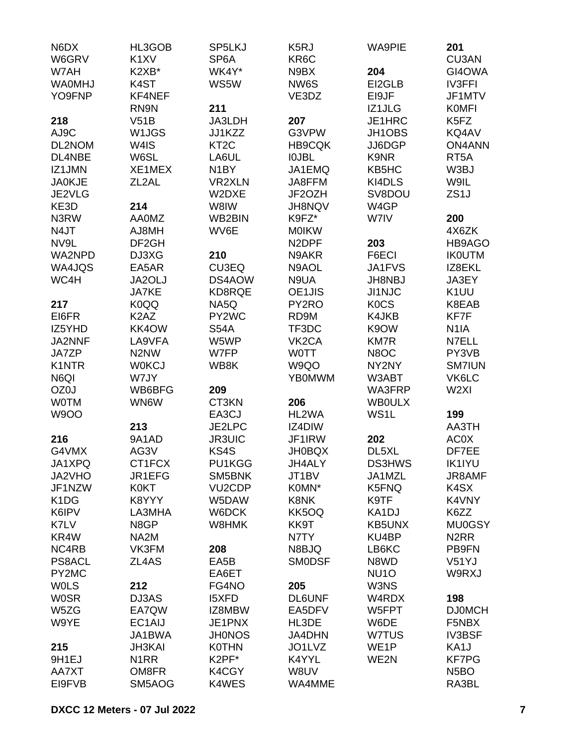N6DX
W6GRV
W7AH
WA0MHJ
YO9FNP

**218**
AJ9C
DL2NOM
DL4NBE
IZ1JMN
JA0KJE
JE2VLG
KE3D
N3RW
N4JT
NV9L
WA2NPD
WA4JQS
WC4H

**217**
EI6FR
IZ5YHD
JA2NNF
JA7ZP
K1NTR
N6QI
OZ0J
W0TM
W9OO

**216**
G4VMX
JA1XPQ
JA2VHO
JF1NZW
K1DG
K6IPV
K7LV
KR4W
NC4RB
PS8ACL
PY2MC
W0LS
W0SR
W5ZG
W9YE

**215**
9H1EJ
AA7XT
EI9FVB
HL3GOB
K1XV
K2XB*
K4ST
KF4NEF
RN9N
V51B
W1JGS
W4IS
W6SL
XE1MEX
ZL2AL

**214**
AA0MZ
AJ8MH
DF2GH
DJ3XG
EA5AR
JA2OLJ
JA7KE
K0QQ
K2AZ
KK4OW
LA9VFA
N2NW
W0KCJ
W7JY
WB6BFG
WN6W

**213**
9A1AD
AG3V
CT1FCX
JR1EFG
K0KT
K8YYY
LA3MHA
N8GP
NA2M
VK3FM
ZL4AS

**212**
DJ3AS
EA7QW
EC1AIJ
JA1BWA
JH3KAI
N1RR
OM8FR
SM5AOG
SP5LKJ
SP6A
WK4Y*
WS5W

**211**
JA3LDH
JJ1KZZ
KT2C
LA6UL
N1BY
VR2XLN
W2DXE
W8IW
WB2BIN
WV6E

**210**
CU3EQ
DS4AOW
KD8RQE
NA5Q
PY2WC
S54A
W5WP
W7FP
WB8K

**209**
CT3KN
EA3CJ
JE2LPC
JR3UIC
KS4S
PU1KGG
SM5BNK
VU2CDP
W5DAW
W6DCK
W8HMK

**208**
EA5B
EA6ET
FG4NO
I5XFD
IZ8MBW
JE1PNX
JH0NOS
K0THN
K2PF*
K4CGY
K4WES
K5RJ
KR6C
N9BX
NW6S
VE3DZ

**207**
G3VPW
HB9CQK
I0JBL
JA1EMQ
JA8FFM
JF2OZH
JH8NQV
K9FZ*
M0IKW
N2DPF
N9AKR
N9AOL
N9UA
OE1JIS
PY2RO
RD9M
TF3DC
VK2CA
W0TT
W9QO
YB0MWM

**206**
HL2WA
IZ4DIW
JF1IRW
JH0BQX
JH4ALY
JT1BV
K0MN*
K8NK
KK5OQ
KK9T
N7TY
N8BJQ
SM0DSF

**205**
DL6UNF
EA5DFV
HL3DE
JA4DHN
JO1LVZ
K4YYL
W8UV
WA4MME
WA9PIE

**204**
EI2GLB
EI9JF
IZ1JLG
JE1HRC
JH1OBS
JJ6DGP
K9NR
KB5HC
KI4DLS
SV8DOU
W4GP
W7IV

**203**
F6ECI
JA1FVS
JH8NBJ
JI1NJC
K0CS
K4JKB
K9OW
KM7R
N8OC
NY2NY
W3ABT
WA3FRP
WB0ULX
WS1L

**202**
DL5XL
DS3HWS
JA1MZL
K5FNQ
K9TF
KA1DJ
KB5UNX
KU4BP
LB6KC
N8WD
NU1O
W3NS
W4RDX
W5FPT
W6DE
W7TUS
WE1P
WE2N

**201**
CU3AN
GI4OWA
IV3FFI
JF1MTV
K0MFI
K5FZ
KQ4AV
ON4ANN
RT5A
W3BJ
W9IL
ZS1J

**200**
4X6ZK
HB9AGO
IK0UTM
IZ8EKL
JA3EY
K1UU
K8EAB
KF7F
N1IA
N7ELL
PY3VB
SM7IUN
VK6LC
W2XI

**199**
AA3TH
AC0X
DF7EE
IK1IYU
JR8AMF
K4SX
K4VNY
K6ZZ
MU0GSY
N2RR
PB9FN
V51YJ
W9RXJ

**198**
DJ0MCH
F5NBX
IV3BSF
KA1J
KF7PG
N5BO
RA3BL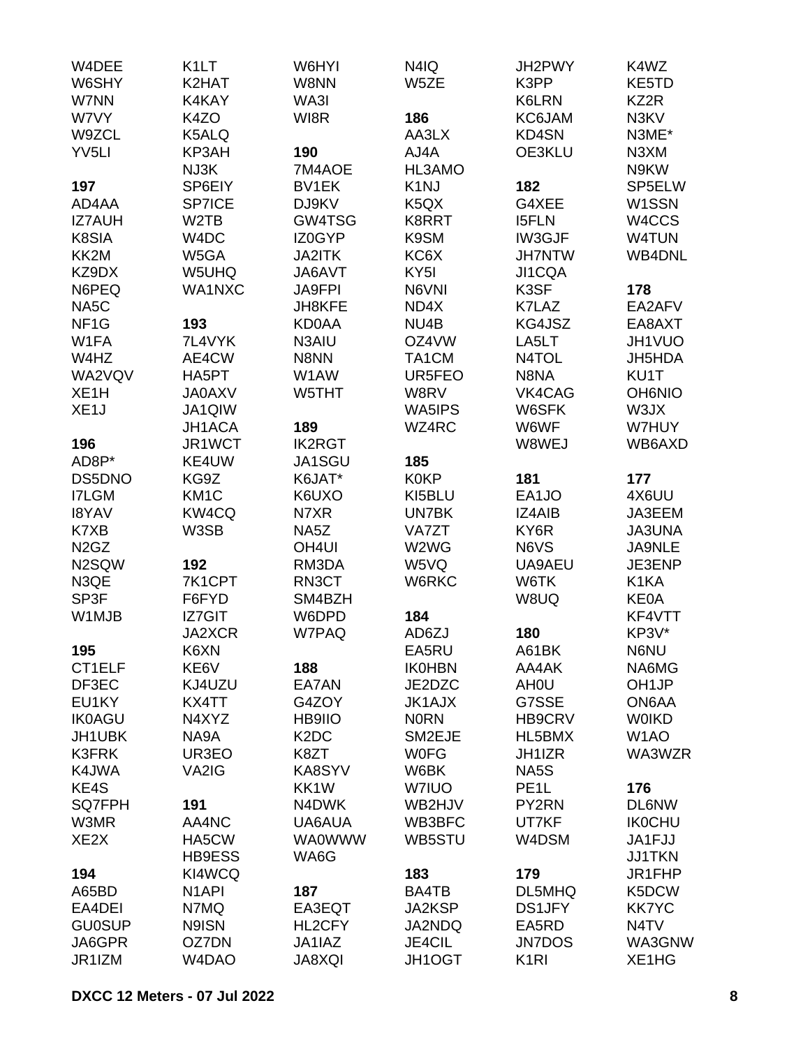W4DEE
W6SHY
W7NN
W7VY
W9ZCL
YV5LI

**197**
AD4AA
IZ7AUH
K8SIA
KK2M
KZ9DX
N6PEQ
NA5C
NF1G
W1FA
W4HZ
WA2VQV
XE1H
XE1J

**196**
AD8P*
DS5DNO
I7LGM
I8YAV
K7XB
N2GZ
N2SQW
N3QE
SP3F
W1MJB

**195**
CT1ELF
DF3EC
EU1KY
IK0AGU
JH1UBK
K3FRK
K4JWA
KE4S
SQ7FPH
W3MR
XE2X

**194**
A65BD
EA4DEI
GU0SUP
JA6GPR
JR1IZM
K1LT
K2HAT
K4KAY
K4ZO
K5ALQ
KP3AH
NJ3K
SP6EIY
SP7ICE
W2TB
W4DC
W5GA
W5UHQ
WA1NXC

**193**
7L4VYK
AE4CW
HA5PT
JA0AXV
JA1QIW
JH1ACA
JR1WCT
KE4UW
KG9Z
KM1C
KW4CQ
W3SB

**192**
7K1CPT
F6FYD
IZ7GIT
JA2XCR
K6XN
KE6V
KJ4UZU
KX4TT
N4XYZ
NA9A
UR3EO
VA2IG

**191**
AA4NC
HA5CW
HB9ESS
KI4WCQ
N1API
N7MQ
N9ISN
OZ7DN
W4DAO
W6HYI
W8NN
WA3I
WI8R

**190**
7M4AOE
BV1EK
DJ9KV
GW4TSG
IZ0GYP
JA2ITK
JA6AVT
JA9FPI
JH8KFE
KD0AA
N3AIU
N8NN
W1AW
W5THT

**189**
IK2RGT
JA1SGU
K6JAT*
K6UXO
N7XR
NA5Z
OH4UI
RM3DA
RN3CT
SM4BZH
W6DPD
W7PAQ

**188**
EA7AN
G4ZOY
HB9IIO
K2DC
K8ZT
KA8SYV
KK1W
N4DWK
UA6AUA
WA0WWW
WA6G

**187**
EA3EQT
HL2CFY
JA1IAZ
JA8XQI
N4IQ
W5ZE

**186**
AA3LX
AJ4A
HL3AMO
K1NJ
K5QX
K8RRT
K9SM
KC6X
KY5I
N6VNI
ND4X
NU4B
OZ4VW
TA1CM
UR5FEO
W8RV
WA5IPS
WZ4RC

**185**
K0KP
KI5BLU
UN7BK
VA7ZT
W2WG
W5VQ
W6RKC

**184**
AD6ZJ
EA5RU
IK0HBN
JE2DZC
JK1AJX
N0RN
SM2EJE
W0FG
W6BK
W7IUO
WB2HJV
WB3BFC
WB5STU

**183**
BA4TB
JA2KSP
JA2NDQ
JE4CIL
JH1OGT
JH2PWY
K3PP
K6LRN
KC6JAM
KD4SN
OE3KLU

**182**
G4XEE
I5FLN
IW3GJF
JH7NTW
JI1CQA
K3SF
K7LAZ
KG4JSZ
LA5LT
N4TOL
N8NA
VK4CAG
W6SFK
W6WF
W8WEJ

**181**
EA1JO
IZ4AIB
KY6R
N6VS
UA9AEU
W6TK
W8UQ

**180**
A61BK
AA4AK
AH0U
G7SSE
HB9CRV
HL5BMX
JH1IZR
NA5S
PE1L
PY2RN
UT7KF
W4DSM

**179**
DL5MHQ
DS1JFY
EA5RD
JN7DOS
K1RI
K4WZ
KE5TD
KZ2R
N3KV
N3ME*
N3XM
N9KW
SP5ELW
W1SSN
W4CCS
W4TUN
WB4DNL

**178**
EA2AFV
EA8AXT
JH1VUO
JH5HDA
KU1T
OH6NIO
W3JX
W7HUY
WB6AXD

**177**
4X6UU
JA3EEM
JA3UNA
JA9NLE
JE3ENP
K1KA
KE0A
KF4VTT
KP3V*
N6NU
NA6MG
OH1JP
ON6AA
W0IKD
W1AO
WA3WZR

**176**
DL6NW
IK0CHU
JA1FJJ
JJ1TKN
JR1FHP
K5DCW
KK7YC
N4TV
WA3GNW
XE1HG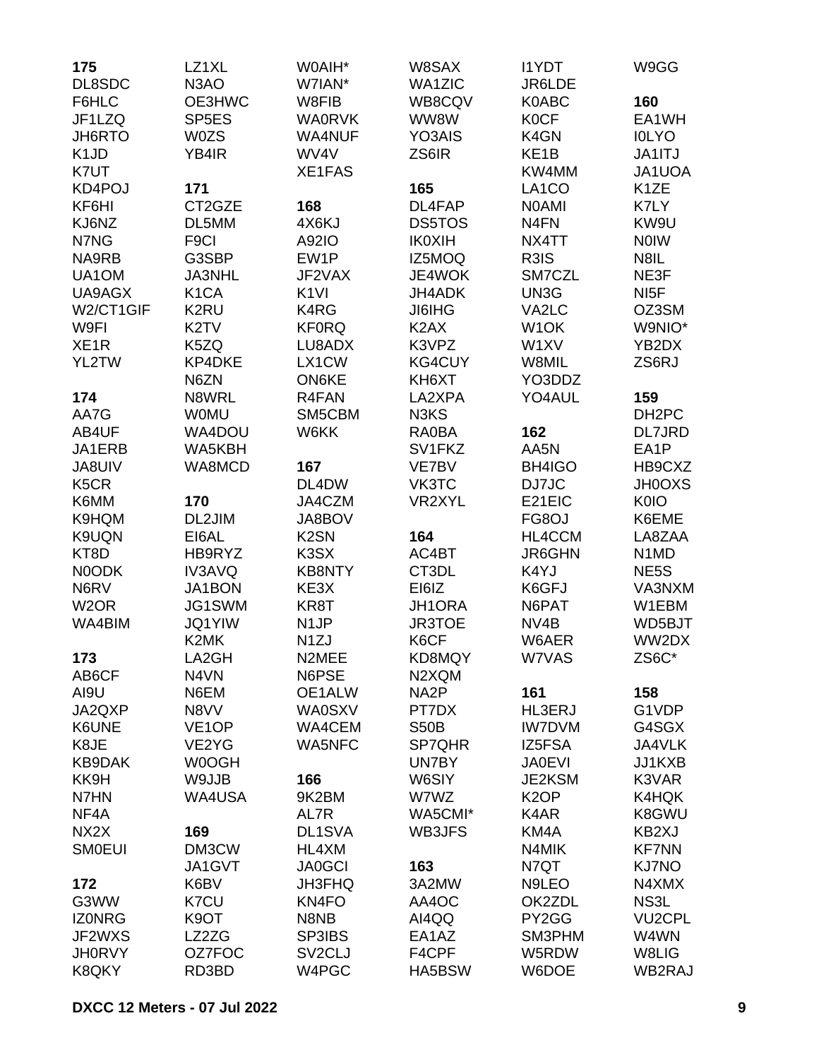**175**
DL8SDC
F6HLC
JF1LZQ
JH6RTO
K1JD
K7UT
KD4POJ
KF6HI
KJ6NZ
N7NG
NA9RB
UA1OM
UA9AGX
W2/CT1GIF
W9FI
XE1R
YL2TW

**174**
AA7G
AB4UF
JA1ERB
JA8UIV
K5CR
K6MM
K9HQM
K9UQN
KT8D
N0ODK
N6RV
W2OR
WA4BIM

**173**
AB6CF
AI9U
JA2QXP
K6UNE
K8JE
KB9DAK
KK9H
N7HN
NF4A
NX2X
SM0EUI

**172**
G3WW
IZ0NRG
JF2WXS
JH0RVY
K8QKY
LZ1XL
N3AO
OE3HWC
SP5ES
W0ZS
YB4IR

**171**
CT2GZE
DL5MM
F9CI
G3SBP
JA3NHL
K1CA
K2RU
K2TV
K5ZQ
KP4DKE
N6ZN
N8WRL
W0MU
WA4DOU
WA5KBH
WA8MCD

**170**
DL2JIM
EI6AL
HB9RYZ
IV3AVQ
JA1BON
JG1SWM
JQ1YIW
K2MK
LA2GH
N4VN
N6EM
N8VV
VE1OP
VE2YG
W0OGH
W9JJB
WA4USA

**169**
DM3CW
JA1GVT
K6BV
K7CU
K9OT
LZ2ZG
OZ7FOC
RD3BD
W0AIH*
W7IAN*
W8FIB
WA0RVK
WA4NUF
WV4V
XE1FAS

**168**
4X6KJ
A92IO
EW1P
JF2VAX
K1VI
K4RG
KF0RQ
LU8ADX
LX1CW
ON6KE
R4FAN
SM5CBM
W6KK

**167**
DL4DW
JA4CZM
JA8BOV
K2SN
K3SX
KB8NTY
KE3X
KR8T
N1JP
N1ZJ
N2MEE
N6PSE
OE1ALW
WA0SXV
WA4CEM
WA5NFC

**166**
9K2BM
AL7R
DL1SVA
HL4XM
JA0GCI
JH3FHQ
KN4FO
N8NB
SP3IBS
SV2CLJ
W4PGC
W8SAX
WA1ZIC
WB8CQV
WW8W
YO3AIS
ZS6IR

**165**
DL4FAP
DS5TOS
IK0XIH
IZ5MOQ
JE4WOK
JH4ADK
JI6IHG
K2AX
K3VPZ
KG4CUY
KH6XT
LA2XPA
N3KS
RA0BA
SV1FKZ
VE7BV
VK3TC
VR2XYL

**164**
AC4BT
CT3DL
EI6IZ
JH1ORA
JR3TOE
K6CF
KD8MQY
N2XQM
NA2P
PT7DX
S50B
SP7QHR
UN7BY
W6SIY
W7WZ
WA5CMI*
WB3JFS

**163**
3A2MW
AA4OC
AI4QQ
EA1AZ
F4CPF
HA5BSW
I1YDT
JR6LDE
K0ABC
K0CF
K4GN
KE1B
KW4MM
LA1CO
N0AMI
N4FN
NX4TT
R3IS
SM7CZL
UN3G
VA2LC
W1OK
W1XV
W8MIL
YO3DDZ
YO4AUL

**162**
AA5N
BH4IGO
DJ7JC
E21EIC
FG8OJ
HL4CCM
JR6GHN
K4YJ
K6GFJ
N6PAT
NV4B
W6AER
W7VAS

**161**
HL3ERJ
IW7DVM
IZ5FSA
JA0EVI
JE2KSM
K2OP
K4AR
KM4A
N4MIK
N7QT
N9LEO
OK2ZDL
PY2GG
SM3PHM
W5RDW
W6DOE
W9GG

**160**
EA1WH
I0LYO
JA1ITJ
JA1UOA
K1ZE
K7LY
KW9U
N0IW
N8IL
NE3F
NI5F
OZ3SM
W9NIO*
YB2DX
ZS6RJ

**159**
DH2PC
DL7JRD
EA1P
HB9CXZ
JH0OXS
K0IO
K6EME
LA8ZAA
N1MD
NE5S
VA3NXM
W1EBM
WD5BJT
WW2DX
ZS6C*

**158**
G1VDP
G4SGX
JA4VLK
JJ1KXB
K3VAR
K4HQK
K8GWU
KB2XJ
KF7NN
KJ7NO
N4XMX
NS3L
VU2CPL
W4WN
W8LIG
WB2RAJ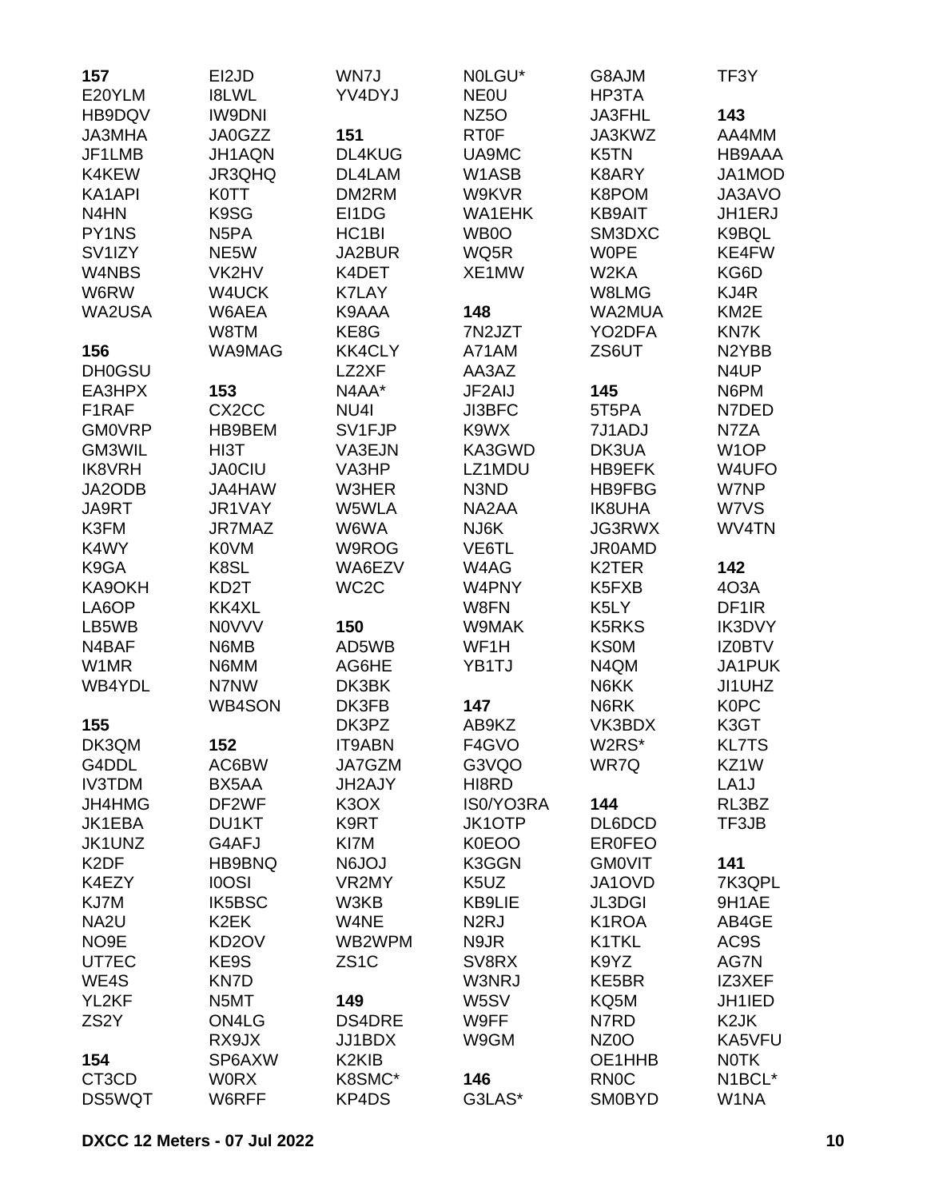**157**
E20YLM
HB9DQV
JA3MHA
JF1LMB
K4KEW
KA1API
N4HN
PY1NS
SV1IZY
W4NBS
W6RW
WA2USA

**156**
DH0GSU
EA3HPX
F1RAF
GM0VRP
GM3WIL
IK8VRH
JA2ODB
JA9RT
K3FM
K4WY
K9GA
KA9OKH
LA6OP
LB5WB
N4BAF
W1MR
WB4YDL

**155**
DK3QM
G4DDL
IV3TDM
JH4HMG
JK1EBA
JK1UNZ
K2DF
K4EZY
KJ7M
NA2U
NO9E
UT7EC
WE4S
YL2KF
ZS2Y

**154**
CT3CD
DS5WQT
EI2JD
I8LWL
IW9DNI
JA0GZZ
JH1AQN
JR3QHQ
K0TT
K9SG
N5PA
NE5W
VK2HV
W4UCK
W6AEA
W8TM
WA9MAG

**153**
CX2CC
HB9BEM
HI3T
JA0CIU
JA4HAW
JR1VAY
JR7MAZ
K0VM
K8SL
KD2T
KK4XL
N0VVV
N6MB
N6MM
N7NW
WB4SON

**152**
AC6BW
BX5AA
DF2WF
DU1KT
G4AFJ
HB9BNQ
I0OSI
IK5BSC
K2EK
KD2OV
KE9S
KN7D
N5MT
ON4LG
RX9JX
SP6AXW
W0RX
W6RFF
WN7J
YV4DYJ

**151**
DL4KUG
DL4LAM
DM2RM
EI1DG
HC1BI
JA2BUR
K4DET
K7LAY
K9AAA
KE8G
KK4CLY
LZ2XF
N4AA*
NU4I
SV1FJP
VA3EJN
VA3HP
W3HER
W5WLA
W6WA
W9ROG
WA6EZV
WC2C

**150**
AD5WB
AG6HE
DK3BK
DK3FB
DK3PZ
IT9ABN
JA7GZM
JH2AJY
K3OX
K9RT
KI7M
N6JOJ
VR2MY
W3KB
W4NE
WB2WPM
ZS1C

**149**
DS4DRE
JJ1BDX
K2KIB
K8SMC*
KP4DS
N0LGU*
NE0U
NZ5O
RT0F
UA9MC
W1ASB
W9KVR
WA1EHK
WB0O
WQ5R
XE1MW

**148**
7N2JZT
A71AM
AA3AZ
JF2AIJ
JI3BFC
K9WX
KA3GWD
LZ1MDU
N3ND
NA2AA
NJ6K
VE6TL
W4AG
W4PNY
W8FN
W9MAK
WF1H
YB1TJ

**147**
AB9KZ
F4GVO
G3VQO
HI8RD
IS0/YO3RA
JK1OTP
K0EOO
K3GGN
K5UZ
KB9LIE
N2RJ
N9JR
SV8RX
W3NRJ
W5SV
W9FF
W9GM

**146**
G3LAS*
G8AJM
HP3TA
JA3FHL
JA3KWZ
K5TN
K8ARY
K8POM
KB9AIT
SM3DXC
W0PE
W2KA
W8LMG
WA2MUA
YO2DFA
ZS6UT

**145**
5T5PA
7J1ADJ
DK3UA
HB9EFK
HB9FBG
IK8UHA
JG3RWX
JR0AMD
K2TER
K5FXB
K5LY
K5RKS
KS0M
N4QM
N6KK
N6RK
VK3BDX
W2RS*
WR7Q

**144**
DL6DCD
ER0FEO
GM0VIT
JA1OVD
JL3DGI
K1ROA
K1TKL
K9YZ
KE5BR
KQ5M
N7RD
NZ0O
OE1HHB
RN0C
SM0BYD
TF3Y

**143**
AA4MM
HB9AAA
JA1MOD
JA3AVO
JH1ERJ
K9BQL
KE4FW
KG6D
KJ4R
KM2E
KN7K
N2YBB
N4UP
N6PM
N7DED
N7ZA
W1OP
W4UFO
W7NP
W7VS
WV4TN

**142**
4O3A
DF1IR
IK3DVY
IZ0BTV
JA1PUK
JI1UHZ
K0PC
K3GT
KL7TS
KZ1W
LA1J
RL3BZ
TF3JB

**141**
7K3QPL
9H1AE
AB4GE
AC9S
AG7N
IZ3XEF
JH1IED
K2JK
KA5VFU
N0TK
N1BCL*
W1NA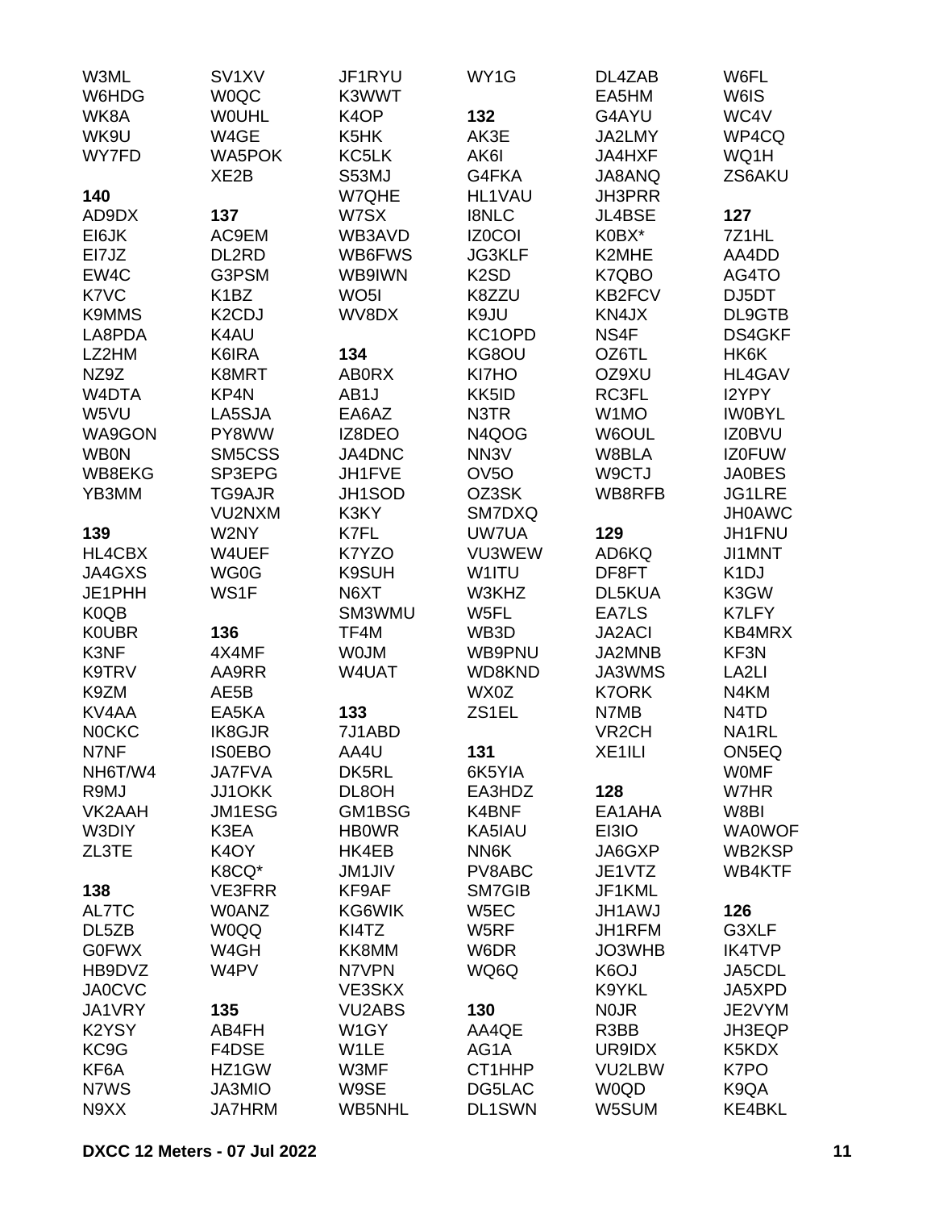W3ML
W6HDG
WK8A
WK9U
WY7FD

**140**
AD9DX
EI6JK
EI7JZ
EW4C
K7VC
K9MMS
LA8PDA
LZ2HM
NZ9Z
W4DTA
W5VU
WA9GON
WB0N
WB8EKG
YB3MM

**139**
HL4CBX
JA4GXS
JE1PHH
K0QB
K0UBR
K3NF
K9TRV
K9ZM
KV4AA
N0CKC
N7NF
NH6T/W4
R9MJ
VK2AAH
W3DIY
ZL3TE

**138**
AL7TC
DL5ZB
G0FWX
HB9DVZ
JA0CVC
JA1VRY
K2YSY
KC9G
KF6A
N7WS
N9XX

SV1XV
W0QC
W0UHL
W4GE
WA5POK
XE2B

**137**
AC9EM
DL2RD
G3PSM
K1BZ
K2CDJ
K4AU
K6IRA
K8MRT
KP4N
LA5SJA
PY8WW
SM5CSS
SP3EPG
TG9AJR
VU2NXM
W2NY
W4UEF
WG0G
WS1F

**136**
4X4MF
AA9RR
AE5B
EA5KA
IK8GJR
IS0EBO
JA7FVA
JJ1OKK
JM1ESG
K3EA
K4OY
K8CQ*
VE3FRR
W0ANZ
W0QQ
W4GH
W4PV

**135**
AB4FH
F4DSE
HZ1GW
JA3MIO
JA7HRM

JF1RYU
K3WWT
K4OP
K5HK
KC5LK
S53MJ
W7QHE
W7SX
WB3AVD
WB6FWS
WB9IWN
WO5I
WV8DX

**134**
AB0RX
AB1J
EA6AZ
IZ8DEO
JA4DNC
JH1FVE
JH1SOD
K3KY
K7FL
K7YZO
K9SUH
N6XT
SM3WMU
TF4M
W0JM
W4UAT

**133**
7J1ABD
AA4U
DK5RL
DL8OH
GM1BSG
HB0WR
HK4EB
JM1JIV
KF9AF
KG6WIK
KI4TZ
KK8MM
N7VPN
VE3SKX
VU2ABS
W1GY
W1LE
W3MF
W9SE
WB5NHL

WY1G

**132**
AK3E
AK6I
G4FKA
HL1VAU
I8NLC
IZ0COI
JG3KLF
K2SD
K8ZZU
K9JU
KC1OPD
KG8OU
KI7HO
KK5ID
N3TR
N4QOG
NN3V
OV5O
OZ3SK
SM7DXQ
UW7UA
VU3WEW
W1ITU
W3KHZ
W5FL
WB3D
WB9PNU
WD8KND
WX0Z
ZS1EL

**131**
6K5YIA
EA3HDZ
K4BNF
KA5IAU
NN6K
PV8ABC
SM7GIB
W5EC
W5RF
W6DR
WQ6Q

**130**
AA4QE
AG1A
CT1HHP
DG5LAC
DL1SWN

DL4ZAB
EA5HM
G4AYU
JA2LMY
JA4HXF
JA8ANQ
JH3PRR
JL4BSE
K0BX*
K2MHE
K7QBO
KB2FCV
KN4JX
NS4F
OZ6TL
OZ9XU
RC3FL
W1MO
W6OUL
W8BLA
W9CTJ
WB8RFB

**129**
AD6KQ
DF8FT
DL5KUA
EA7LS
JA2ACI
JA2MNB
JA3WMS
K7ORK
N7MB
VR2CH
XE1ILI

**128**
EA1AHA
EI3IO
JA6GXP
JE1VTZ
JF1KML
JH1AWJ
JH1RFM
JO3WHB
K6OJ
K9YKL
N0JR
R3BB
UR9IDX
VU2LBW
W0QD
W5SUM

W6FL
W6IS
WC4V
WP4CQ
WQ1H
ZS6AKU

**127**
7Z1HL
AA4DD
AG4TO
DJ5DT
DL9GTB
DS4GKF
HK6K
HL4GAV
I2YPY
IW0BYL
IZ0BVU
IZ0FUW
JA0BES
JG1LRE
JH0AWC
JH1FNU
JI1MNT
K1DJ
K3GW
K7LFY
KB4MRX
KF3N
LA2LI
N4KM
N4TD
NA1RL
ON5EQ
W0MF
W7HR
W8BI
WA0WOF
WB2KSP
WB4KTF

**126**
G3XLF
IK4TVP
JA5CDL
JA5XPD
JE2VYM
JH3EQP
K5KDX
K7PO
K9QA
KE4BKL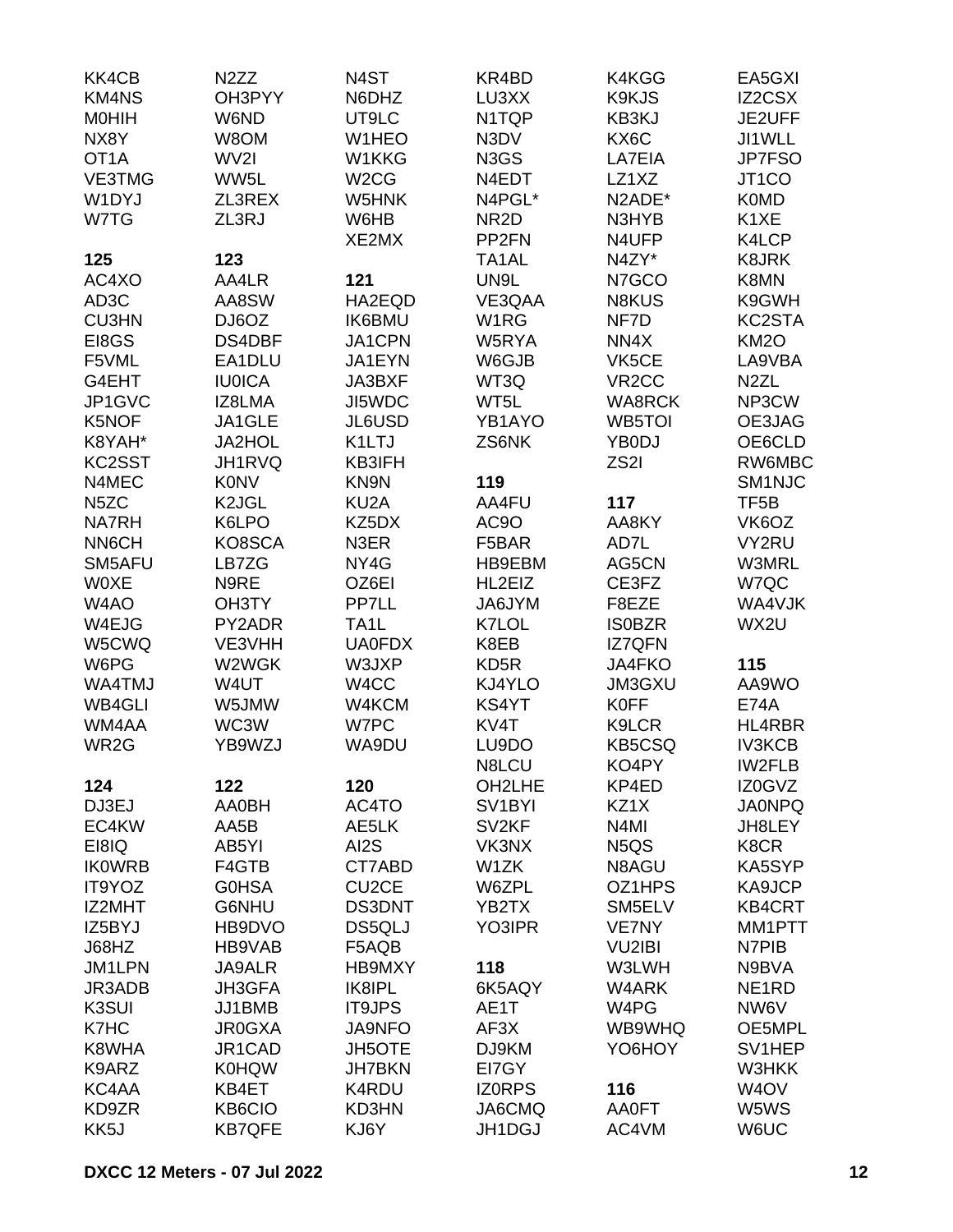KK4CB
KM4NS
M0HIH
NX8Y
OT1A
VE3TMG
W1DYJ
W7TG

**125**

AC4XO
AD3C
CU3HN
EI8GS
F5VML
G4EHT
JP1GVC
K5NOF
K8YAH*
KC2SST
N4MEC
N5ZC
NA7RH
NN6CH
SM5AFU
W0XE
W4AO
W4EJG
W5CWQ
W6PG
WA4TMJ
WB4GLI
WM4AA
WR2G

**124**

DJ3EJ
EC4KW
EI8IQ
IK0WRB
IT9YOZ
IZ2MHT
IZ5BYJ
J68HZ
JM1LPN
JR3ADB
K3SUI
K7HC
K8WHA
K9ARZ
KC4AA
KD9ZR
KK5J

N2ZZ
OH3PYY
W6ND
W8OM
WV2I
WW5L
ZL3REX
ZL3RJ

**123**

AA4LR
AA8SW
DJ6OZ
DS4DBF
EA1DLU
IU0ICA
IZ8LMA
JA1GLE
JA2HOL
JH1RVQ
K0NV
K2JGL
K6LPO
KO8SCA
LB7ZG
N9RE
OH3TY
PY2ADR
VE3VHH
W2WGK
W4UT
W5JMW
WC3W
YB9WZJ

**122**

AA0BH
AA5B
AB5YI
F4GTB
G0HSA
G6NHU
HB9DVO
HB9VAB
JA9ALR
JH3GFA
JJ1BMB
JR0GXA
JR1CAD
K0HQW
KB4ET
KB6CIO
KB7QFE

N4ST
N6DHZ
UT9LC
W1HEO
W1KKG
W2CG
W5HNK
W6HB
XE2MX

**121**

HA2EQD
IK6BMU
JA1CPN
JA1EYN
JA3BXF
JI5WDC
JL6USD
K1LTJ
KB3IFH
KN9N
KU2A
KZ5DX
N3ER
NY4G
OZ6EI
PP7LL
TA1L
UA0FDX
W3JXP
W4CC
W4KCM
W7PC
WA9DU

**120**

AC4TO
AE5LK
AI2S
CT7ABD
CU2CE
DS3DNT
DS5QLJ
F5AQB
HB9MXY
IK8IPL
IT9JPS
JA9NFO
JH5OTE
JH7BKN
K4RDU
KD3HN
KJ6Y

KR4BD
LU3XX
N1TQP
N3DV
N3GS
N4EDT
N4PGL*
NR2D
PP2FN
TA1AL
UN9L
VE3QAA
W1RG
W5RYA
W6GJB
WT3Q
WT5L
YB1AYO
ZS6NK

**119**

AA4FU
AC9O
F5BAR
HB9EBM
HL2EIZ
JA6JYM
K7LOL
K8EB
KD5R
KJ4YLO
KS4YT
KV4T
LU9DO
N8LCU
OH2LHE
SV1BYI
SV2KF
VK3NX
W1ZK
W6ZPL
YB2TX
YO3IPR

**118**

6K5AQY
AE1T
AF3X
DJ9KM
EI7GY
IZ0RPS
JA6CMQ
JH1DGJ

K4KGG
K9KJS
KB3KJ
KX6C
LA7EIA
LZ1XZ
N2ADE*
N3HYB
N4UFP
N4ZY*
N7GCO
N8KUS
NF7D
NN4X
VK5CE
VR2CC
WA8RCK
WB5TOI
YB0DJ
ZS2I

**117**

AA8KY
AD7L
AG5CN
CE3FZ
F8EZE
IS0BZR
IZ7QFN
JA4FKO
JM3GXU
K0FF
K9LCR
KB5CSQ
KO4PY
KP4ED
KZ1X
N4MI
N5QS
N8AGU
OZ1HPS
SM5ELV
VE7NY
VU2IBI
W3LWH
W4ARK
W4PG
WB9WHQ
YO6HOY

**116**

AA0FT
AC4VM

EA5GXI
IZ2CSX
JE2UFF
JI1WLL
JP7FSO
JT1CO
K0MD
K1XE
K4LCP
K8JRK
K8MN
K9GWH
KC2STA
KM2O
LA9VBA
N2ZL
NP3CW
OE3JAG
OE6CLD
RW6MBC
SM1NJC
TF5B
VK6OZ
VY2RU
W3MRL
W7QC
WA4VJK
WX2U

**115**

AA9WO
E74A
HL4RBR
IV3KCB
IW2FLB
IZ0GVZ
JA0NPQ
JH8LEY
K8CR
KA5SYP
KA9JCP
KB4CRT
MM1PTT
N7PIB
N9BVA
NE1RD
NW6V
OE5MPL
SV1HEP
W3HKK
W4OV
W5WS
W6UC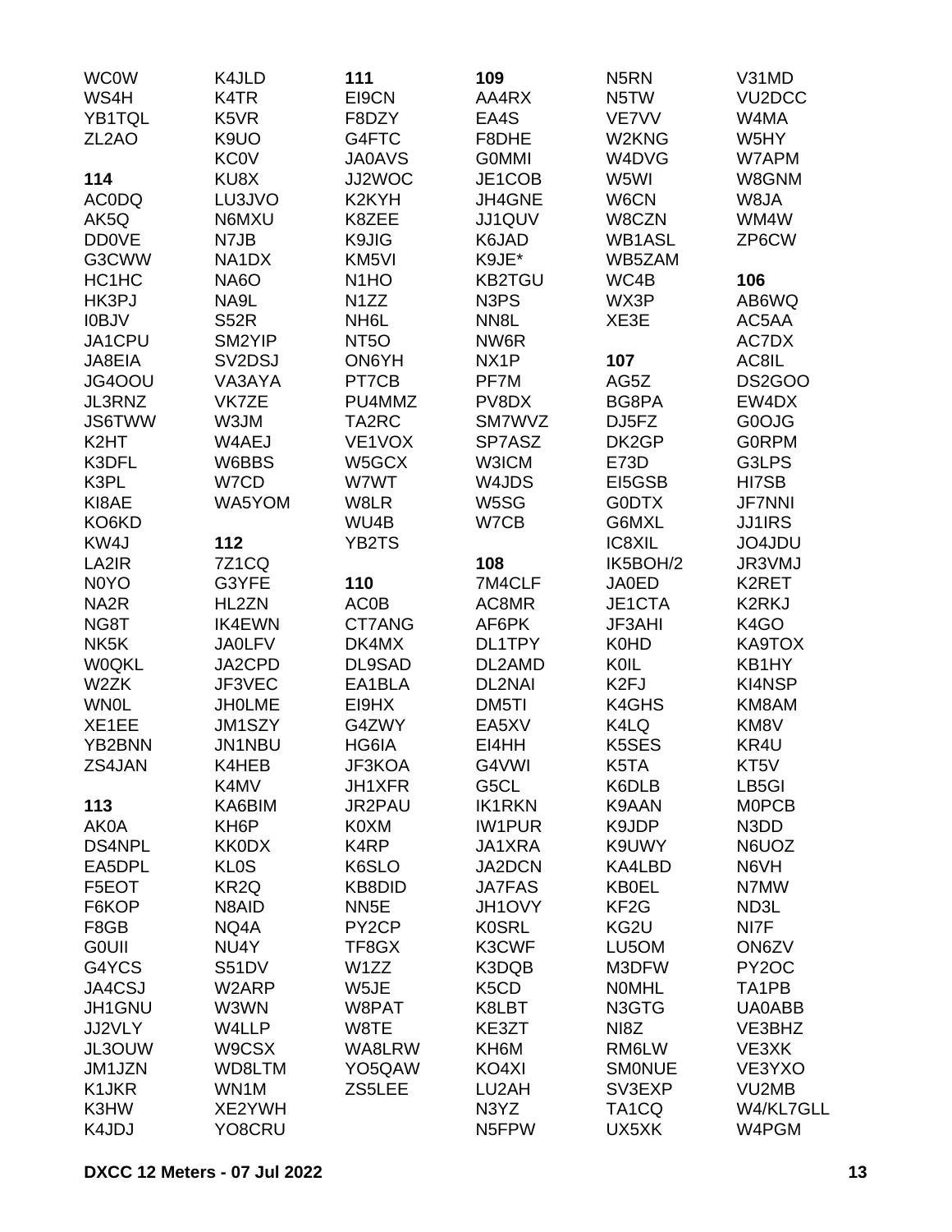WC0W
WS4H
YB1TQL
ZL2AO

**114**
AC0DQ
AK5Q
DD0VE
G3CWW
HC1HC
HK3PJ
I0BJV
JA1CPU
JA8EIA
JG4OOU
JL3RNZ
JS6TWW
K2HT
K3DFL
K3PL
KI8AE
KO6KD
KW4J
LA2IR
N0YO
NA2R
NG8T
NK5K
W0QKL
W2ZK
WN0L
XE1EE
YB2BNN
ZS4JAN

**113**
AK0A
DS4NPL
EA5DPL
F5EOT
F6KOP
F8GB
G0UII
G4YCS
JA4CSJ
JH1GNU
JJ2VLY
JL3OUW
JM1JZN
K1JKR
K3HW
K4JDJ
K4JLD
K4TR
K5VR
K9UO
KC0V
KU8X
LU3JVO
N6MXU
N7JB
NA1DX
NA6O
NA9L
S52R
SM2YIP
SV2DSJ
VA3AYA
VK7ZE
W3JM
W4AEJ
W6BBS
W7CD
WA5YOM

**112**
7Z1CQ
G3YFE
HL2ZN
IK4EWN
JA0LFV
JA2CPD
JF3VEC
JH0LME
JM1SZY
JN1NBU
K4HEB
K4MV
KA6BIM
KH6P
KK0DX
KL0S
KR2Q
N8AID
NQ4A
NU4Y
S51DV
W2ARP
W3WN
W4LLP
W9CSX
WD8LTM
WN1M
XE2YWH
YO8CRU

**111**
EI9CN
F8DZY
G4FTC
JA0AVS
JJ2WOC
K2KYH
K8ZEE
K9JIG
KM5VI
N1HO
N1ZZ
NH6L
NT5O
ON6YH
PT7CB
PU4MMZ
TA2RC
VE1VOX
W5GCX
W7WT
W8LR
WU4B
YB2TS

**110**
AC0B
CT7ANG
DK4MX
DL9SAD
EA1BLA
EI9HX
G4ZWY
HG6IA
JF3KOA
JH1XFR
JR2PAU
K0XM
K4RP
K6SLO
KB8DID
NN5E
PY2CP
TF8GX
W1ZZ
W5JE
W8PAT
W8TE
WA8LRW
YO5QAW
ZS5LEE

**109**
AA4RX
EA4S
F8DHE
G0MMI
JE1COB
JH4GNE
JJ1QUV
K6JAD
K9JE*
KB2TGU
N3PS
NN8L
NW6R
NX1P
PF7M
PV8DX
SM7WVZ
SP7ASZ
W3ICM
W4JDS
W5SG
W7CB

**108**
7M4CLF
AC8MR
AF6PK
DL1TPY
DL2AMD
DL2NAI
DM5TI
EA5XV
EI4HH
G4VWI
G5CL
IK1RKN
IW1PUR
JA1XRA
JA2DCN
JA7FAS
JH1OVY
K0SRL
K3CWF
K3DQB
K5CD
K8LBT
KE3ZT
KH6M
KO4XI
LU2AH
N3YZ
N5FPW

N5RN
N5TW
VE7VV
W2KNG
W4DVG
W5WI
W6CN
W8CZN
WB1ASL
WB5ZAM
WC4B
WX3P
XE3E

**107**
AG5Z
BG8PA
DJ5FZ
DK2GP
E73D
EI5GSB
G0DTX
G6MXL
IC8XIL
IK5BOH/2
JA0ED
JE1CTA
JF3AHI
K0HD
K0IL
K2FJ
K4GHS
K4LQ
K5SES
K5TA
K6DLB
K9AAN
K9JDP
K9UWY
KA4LBD
KB0EL
KF2G
KG2U
LU5OM
M3DFW
N0MHL
N3GTG
NI8Z
RM6LW
SM0NUE
SV3EXP
TA1CQ
UX5XK

V31MD
VU2DCC
W4MA
W5HY
W7APM
W8GNM
W8JA
WM4W
ZP6CW

**106**
AB6WQ
AC5AA
AC7DX
AC8IL
DS2GOO
EW4DX
G0OJG
G0RPM
G3LPS
HI7SB
JF7NNI
JJ1IRS
JO4JDU
JR3VMJ
K2RET
K2RKJ
K4GO
KA9TOX
KB1HY
KI4NSP
KM8AM
KM8V
KR4U
KT5V
LB5GI
M0PCB
N3DD
N6UOZ
N6VH
N7MW
ND3L
NI7F
ON6ZV
PY2OC
TA1PB
UA0ABB
VE3BHZ
VE3XK
VE3YXO
VU2MB
W4/KL7GLL
W4PGM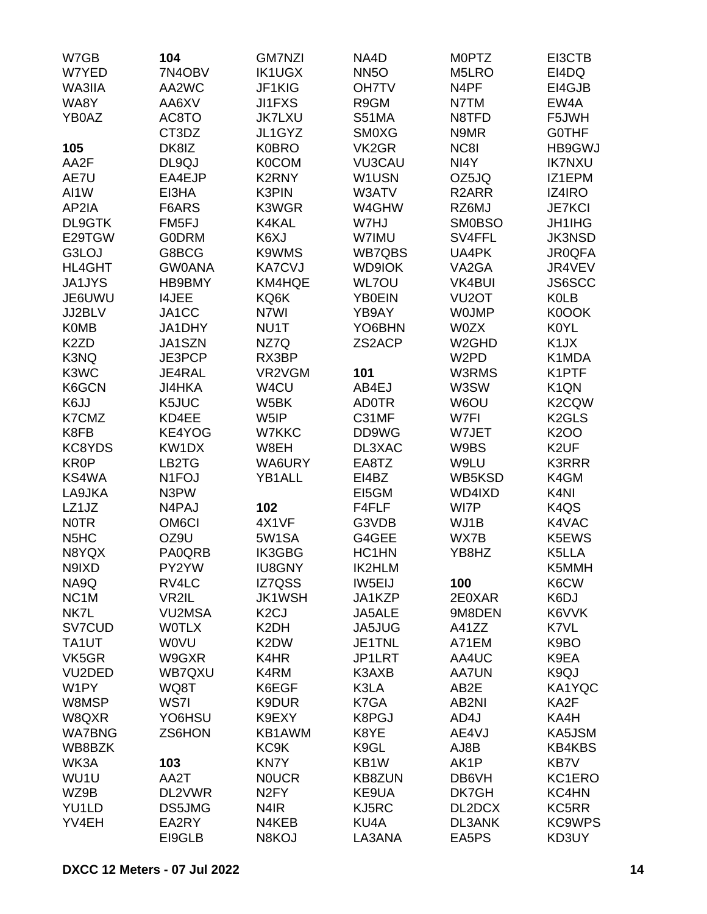W7GB
W7YED
WA3IIA
WA8Y
YB0AZ

**105**
AA2F
AE7U
AI1W
AP2IA
DL9GTK
E29TGW
G3LOJ
HL4GHT
JA1JYS
JE6UWU
JJ2BLV
K0MB
K2ZD
K3NQ
K3WC
K6GCN
K6JJ
K7CMZ
K8FB
KC8YDS
KR0P
KS4WA
LA9JKA
LZ1JZ
N0TR
N5HC
N8YQX
N9IXD
NA9Q
NC1M
NK7L
SV7CUD
TA1UT
VK5GR
VU2DED
W1PY
W8MSP
W8QXR
WA7BNG
WB8BZK
WK3A
WU1U
WZ9B
YU1LD
YV4EH

**104**
7N4OBV
AA2WC
AA6XV
AC8TO
CT3DZ
DK8IZ
DL9QJ
EA4EJP
EI3HA
F6ARS
FM5FJ
G0DRM
G8BCG
GW0ANA
HB9BMY
I4JEE
JA1CC
JA1DHY
JA1SZN
JE3PCP
JE4RAL
JI4HKA
K5JUC
KD4EE
KE4YOG
KW1DX
LB2TG
N1FOJ
N3PW
N4PAJ
OM6CI
OZ9U
PA0QRB
PY2YW
RV4LC
VR2IL
VU2MSA
W0TLX
W0VU
W9GXR
WB7QXU
WQ8T
WS7I
YO6HSU
ZS6HON

**103**
AA2T
DL2VWR
DS5JMG
EA2RY
EI9GLB

GM7NZI
IK1UGX
JF1KIG
JI1FXS
JK7LXU
JL1GYZ
K0BRO
K0COM
K2RNY
K3PIN
K3WGR
K4KAL
K6XJ
K9WMS
KA7CVJ
KM4HQE
KQ6K
N7WI
NU1T
NZ7Q
RX3BP
VR2VGM
W4CU
W5BK
W5IP
W7KKC
W8EH
WA6URY
YB1ALL

**102**
4X1VF
5W1SA
IK3GBG
IU8GNY
IZ7QSS
JK1WSH
K2CJ
K2DH
K2DW
K4HR
K4RM
K6EGF
K9DUR
K9EXY
KB1AWM
KC9K
KN7Y
N0UCR
N2FY
N4IR
N4KEB
N8KOJ

NA4D
NN5O
OH7TV
R9GM
S51MA
SM0XG
VK2GR
VU3CAU
W1USN
W3ATV
W4GHW
W7HJ
W7IMU
WB7QBS
WD9IOK
WL7OU
YB0EIN
YB9AY
YO6BHN
ZS2ACP

**101**
AB4EJ
AD0TR
C31MF
DD9WG
DL3XAC
EA8TZ
EI4BZ
EI5GM
F4FLF
G3VDB
G4GEE
HC1HN
IK2HLM
IW5EIJ
JA1KZP
JA5ALE
JA5JUG
JE1TNL
JP1LRT
K3AXB
K3LA
K7GA
K8PGJ
K8YE
K9GL
KB1W
KB8ZUN
KE9UA
KJ5RC
KU4A
LA3ANA

M0PTZ
M5LRO
N4PF
N7TM
N8TFD
N9MR
NC8I
NI4Y
OZ5JQ
R2ARR
RZ6MJ
SM0BSO
SV4FFL
UA4PK
VA2GA
VK4BUI
VU2OT
W0JMP
W0ZX
W2GHD
W2PD
W3RMS
W3SW
W6OU
W7FI
W7JET
W9BS
W9LU
WB5KSD
WD4IXD
WI7P
WJ1B
WX7B
YB8HZ

**100**
2E0XAR
9M8DEN
A41ZZ
A71EM
AA4UC
AA7UN
AB2E
AB2NI
AD4J
AE4VJ
AJ8B
AK1P
DB6VH
DK7GH
DL2DCX
DL3ANK
EA5PS

EI3CTB
EI4DQ
EI4GJB
EW4A
F5JWH
G0THF
HB9GWJ
IK7NXU
IZ1EPM
IZ4IRO
JE7KCI
JH1IHG
JK3NSD
JR0QFA
JR4VEV
JS6SCC
K0LB
K0OOK
K0YL
K1JX
K1MDA
K1PTF
K1QN
K2CQW
K2GLS
K2OO
K2UF
K3RRR
K4GM
K4NI
K4QS
K4VAC
K5EWS
K5LLA
K5MMH
K6CW
K6DJ
K6VVK
K7VL
K9BO
K9EA
K9QJ
KA1YQC
KA2F
KA4H
KA5JSM
KB4KBS
KB7V
KC1ERO
KC4HN
KC5RR
KC9WPS
KD3UY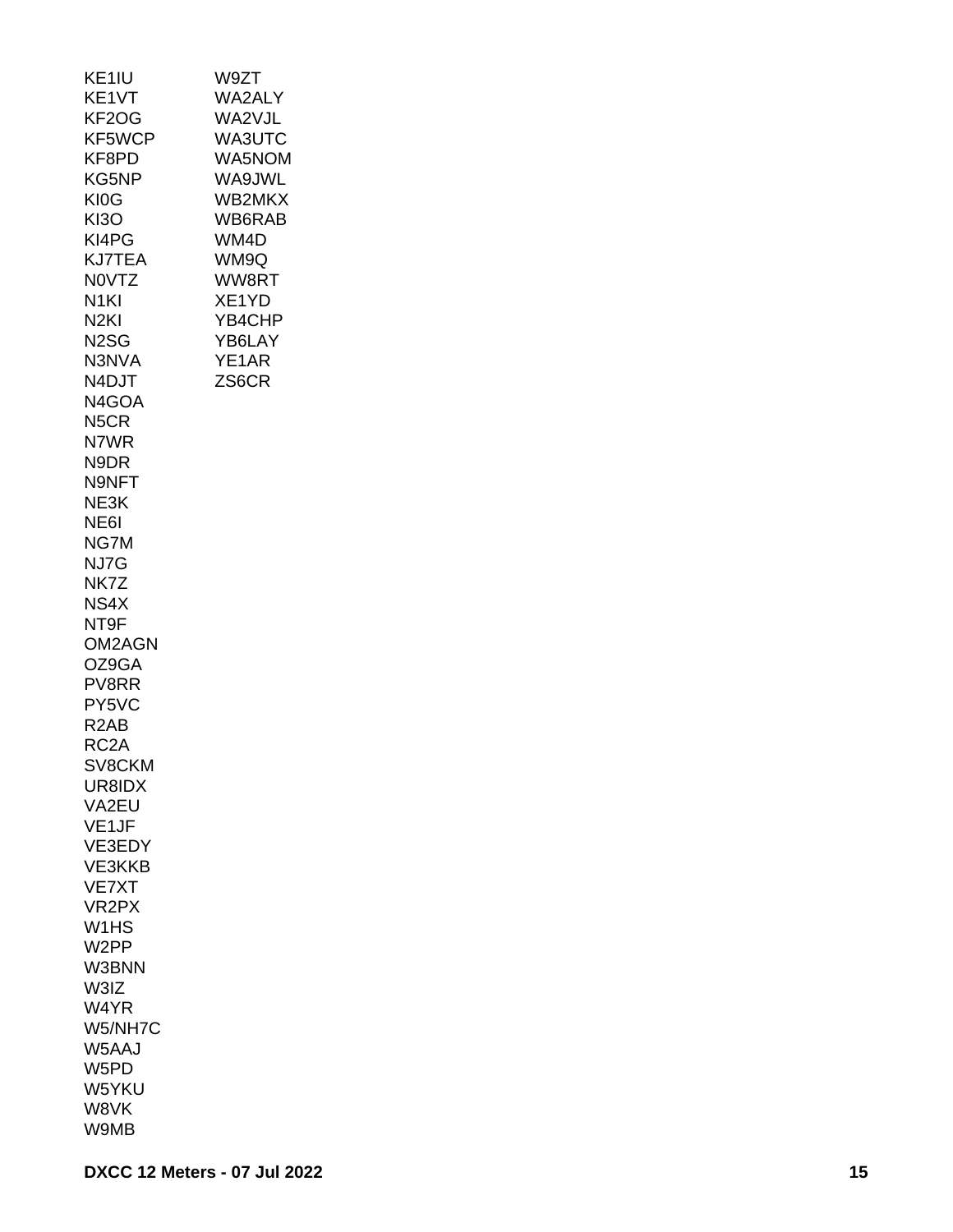KE1IU
KE1VT
KF2OG
KF5WCP
KF8PD
KG5NP
KI0G
KI3O
KI4PG
KJ7TEA
N0VTZ
N1KI
N2KI
N2SG
N3NVA
N4DJT
N4GOA
N5CR
N7WR
N9DR
N9NFT
NE3K
NE6I
NG7M
NJ7G
NK7Z
NS4X
NT9F
OM2AGN
OZ9GA
PV8RR
PY5VC
R2AB
RC2A
SV8CKM
UR8IDX
VA2EU
VE1JF
VE3EDY
VE3KKB
VE7XT
VR2PX
W1HS
W2PP
W3BNN
W3IZ
W4YR
W5/NH7C
W5AAJ
W5PD
W5YKU
W8VK
W9MB
W9ZT
WA2ALY
WA2VJL
WA3UTC
WA5NOM
WA9JWL
WB2MKX
WB6RAB
WM4D
WM9Q
WW8RT
XE1YD
YB4CHP
YB6LAY
YE1AR
ZS6CR